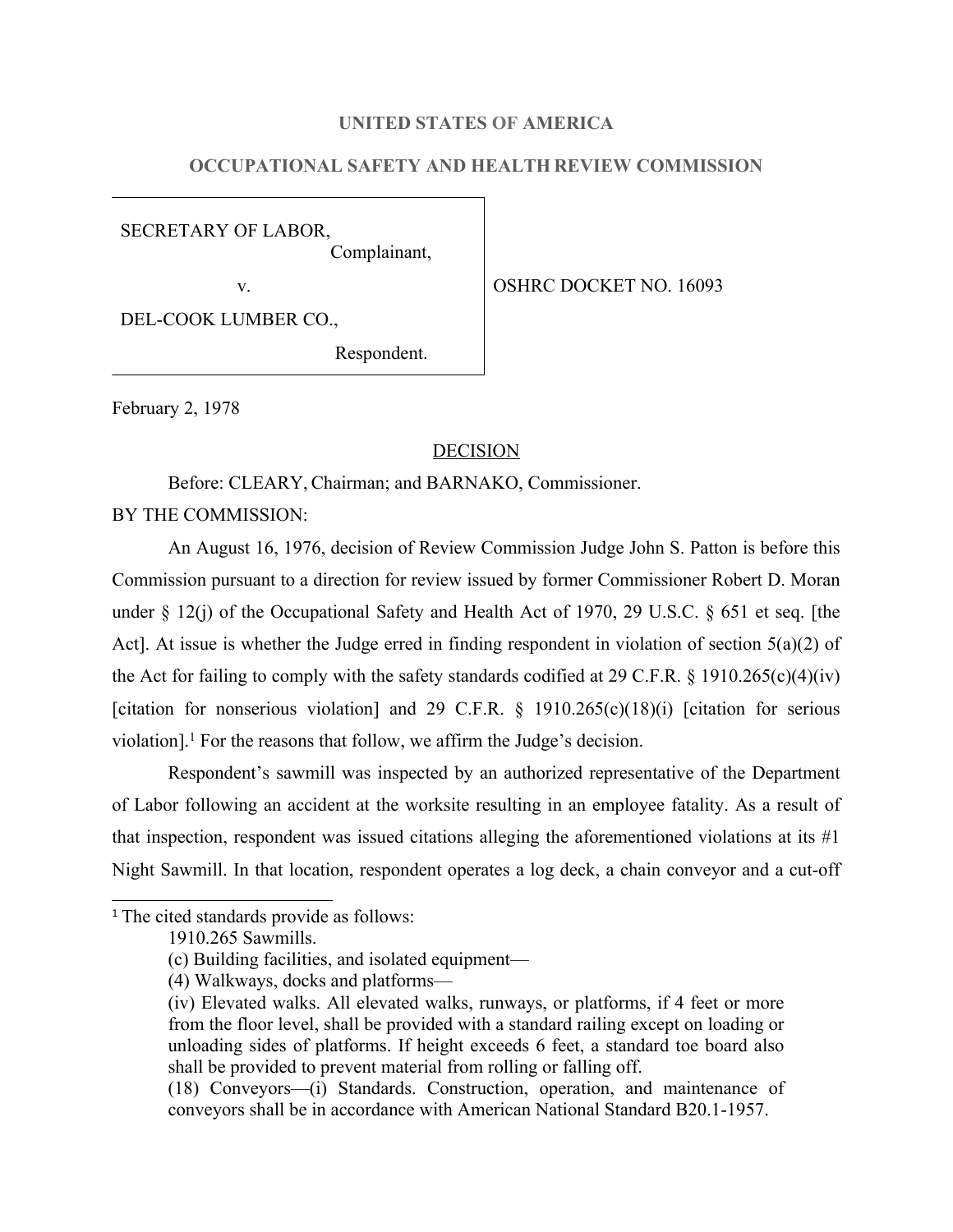**UNITED STATES OF AMERICA**

**OCCUPATIONAL SAFETY AND HEALTH REVIEW COMMISSION**

| | |
|---|---|
| SECRETARY OF LABOR, Complainant, v. DEL-COOK LUMBER CO., Respondent. | OSHRC DOCKET NO. 16093 |

February 2, 1978

DECISION

Before: CLEARY, Chairman; and BARNAKO, Commissioner.

BY THE COMMISSION:

An August 16, 1976, decision of Review Commission Judge John S. Patton is before this Commission pursuant to a direction for review issued by former Commissioner Robert D. Moran under § 12(j) of the Occupational Safety and Health Act of 1970, 29 U.S.C. § 651 et seq. [the Act]. At issue is whether the Judge erred in finding respondent in violation of section 5(a)(2) of the Act for failing to comply with the safety standards codified at 29 C.F.R. § 1910.265(c)(4)(iv) [citation for nonserious violation] and 29 C.F.R. § 1910.265(c)(18)(i) [citation for serious violation].[1] For the reasons that follow, we affirm the Judge's decision.

Respondent's sawmill was inspected by an authorized representative of the Department of Labor following an accident at the worksite resulting in an employee fatality. As a result of that inspection, respondent was issued citations alleging the aforementioned violations at its #1 Night Sawmill. In that location, respondent operates a log deck, a chain conveyor and a cut-off

---

[1] The cited standards provide as follows:

> 1910.265 Sawmills.
>
> (c) Building facilities, and isolated equipment—
>
> (4) Walkways, docks and platforms—
>
> (iv) Elevated walks. All elevated walks, runways, or platforms, if 4 feet or more from the floor level, shall be provided with a standard railing except on loading or unloading sides of platforms. If height exceeds 6 feet, a standard toe board also shall be provided to prevent material from rolling or falling off.
>
> (18) Conveyors—(i) Standards. Construction, operation, and maintenance of conveyors shall be in accordance with American National Standard B20.1-1957.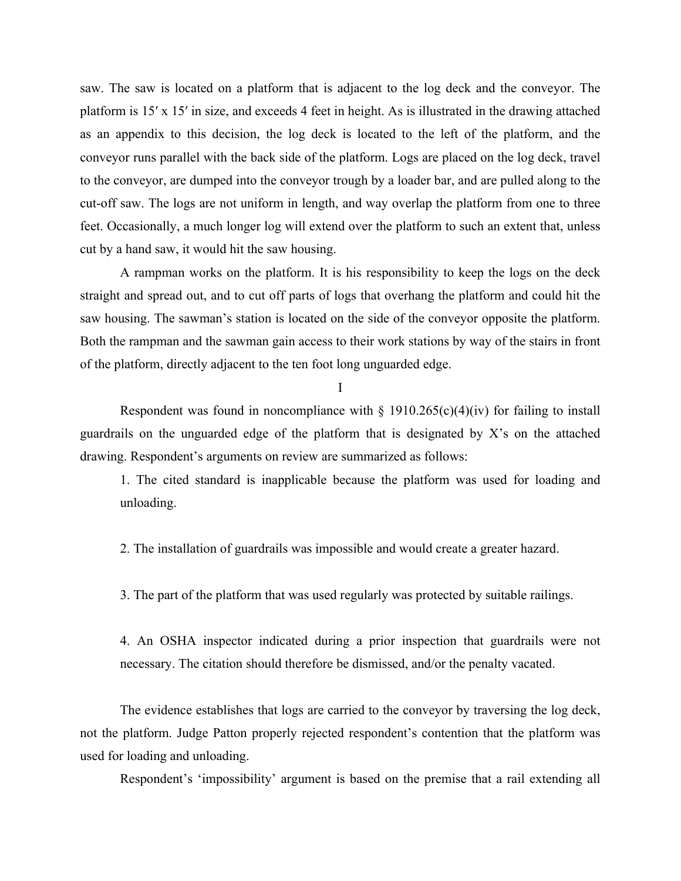saw. The saw is located on a platform that is adjacent to the log deck and the conveyor. The platform is 15′ x 15′ in size, and exceeds 4 feet in height. As is illustrated in the drawing attached as an appendix to this decision, the log deck is located to the left of the platform, and the conveyor runs parallel with the back side of the platform. Logs are placed on the log deck, travel to the conveyor, are dumped into the conveyor trough by a loader bar, and are pulled along to the cut-off saw. The logs are not uniform in length, and way overlap the platform from one to three feet. Occasionally, a much longer log will extend over the platform to such an extent that, unless cut by a hand saw, it would hit the saw housing.

A rampman works on the platform. It is his responsibility to keep the logs on the deck straight and spread out, and to cut off parts of logs that overhang the platform and could hit the saw housing. The sawman's station is located on the side of the conveyor opposite the platform. Both the rampman and the sawman gain access to their work stations by way of the stairs in front of the platform, directly adjacent to the ten foot long unguarded edge.

## I

Respondent was found in noncompliance with § 1910.265(c)(4)(iv) for failing to install guardrails on the unguarded edge of the platform that is designated by X's on the attached drawing. Respondent's arguments on review are summarized as follows:

> 1. The cited standard is inapplicable because the platform was used for loading and unloading.
>
> 2. The installation of guardrails was impossible and would create a greater hazard.
>
> 3. The part of the platform that was used regularly was protected by suitable railings.
>
> 4. An OSHA inspector indicated during a prior inspection that guardrails were not necessary. The citation should therefore be dismissed, and/or the penalty vacated.

The evidence establishes that logs are carried to the conveyor by traversing the log deck, not the platform. Judge Patton properly rejected respondent's contention that the platform was used for loading and unloading.

Respondent's 'impossibility' argument is based on the premise that a rail extending all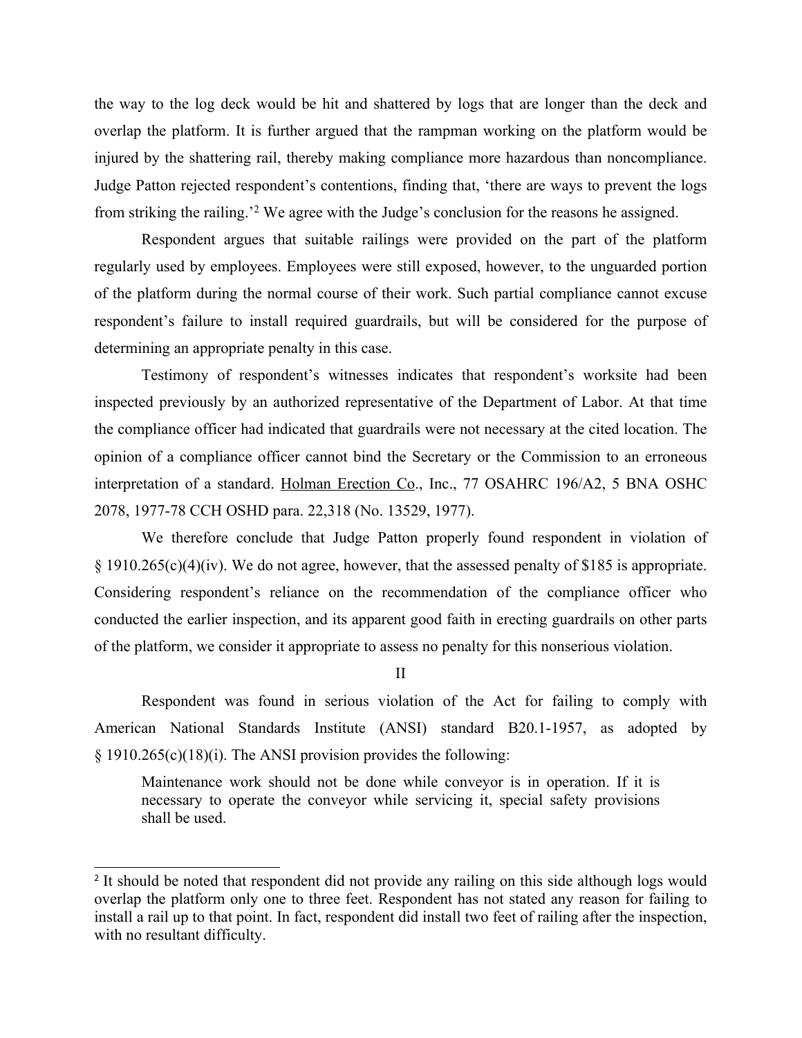the way to the log deck would be hit and shattered by logs that are longer than the deck and overlap the platform. It is further argued that the rampman working on the platform would be injured by the shattering rail, thereby making compliance more hazardous than noncompliance. Judge Patton rejected respondent's contentions, finding that, 'there are ways to prevent the logs from striking the railing.'[2] We agree with the Judge's conclusion for the reasons he assigned.

Respondent argues that suitable railings were provided on the part of the platform regularly used by employees. Employees were still exposed, however, to the unguarded portion of the platform during the normal course of their work. Such partial compliance cannot excuse respondent's failure to install required guardrails, but will be considered for the purpose of determining an appropriate penalty in this case.

Testimony of respondent's witnesses indicates that respondent's worksite had been inspected previously by an authorized representative of the Department of Labor. At that time the compliance officer had indicated that guardrails were not necessary at the cited location. The opinion of a compliance officer cannot bind the Secretary or the Commission to an erroneous interpretation of a standard. Holman Erection Co., Inc., 77 OSAHRC 196/A2, 5 BNA OSHC 2078, 1977-78 CCH OSHD para. 22,318 (No. 13529, 1977).

We therefore conclude that Judge Patton properly found respondent in violation of § 1910.265(c)(4)(iv). We do not agree, however, that the assessed penalty of $185 is appropriate. Considering respondent's reliance on the recommendation of the compliance officer who conducted the earlier inspection, and its apparent good faith in erecting guardrails on other parts of the platform, we consider it appropriate to assess no penalty for this nonserious violation.

## II

Respondent was found in serious violation of the Act for failing to comply with American National Standards Institute (ANSI) standard B20.1-1957, as adopted by § 1910.265(c)(18)(i). The ANSI provision provides the following:

> Maintenance work should not be done while conveyor is in operation. If it is necessary to operate the conveyor while servicing it, special safety provisions shall be used.

---

[2] It should be noted that respondent did not provide any railing on this side although logs would overlap the platform only one to three feet. Respondent has not stated any reason for failing to install a rail up to that point. In fact, respondent did install two feet of railing after the inspection, with no resultant difficulty.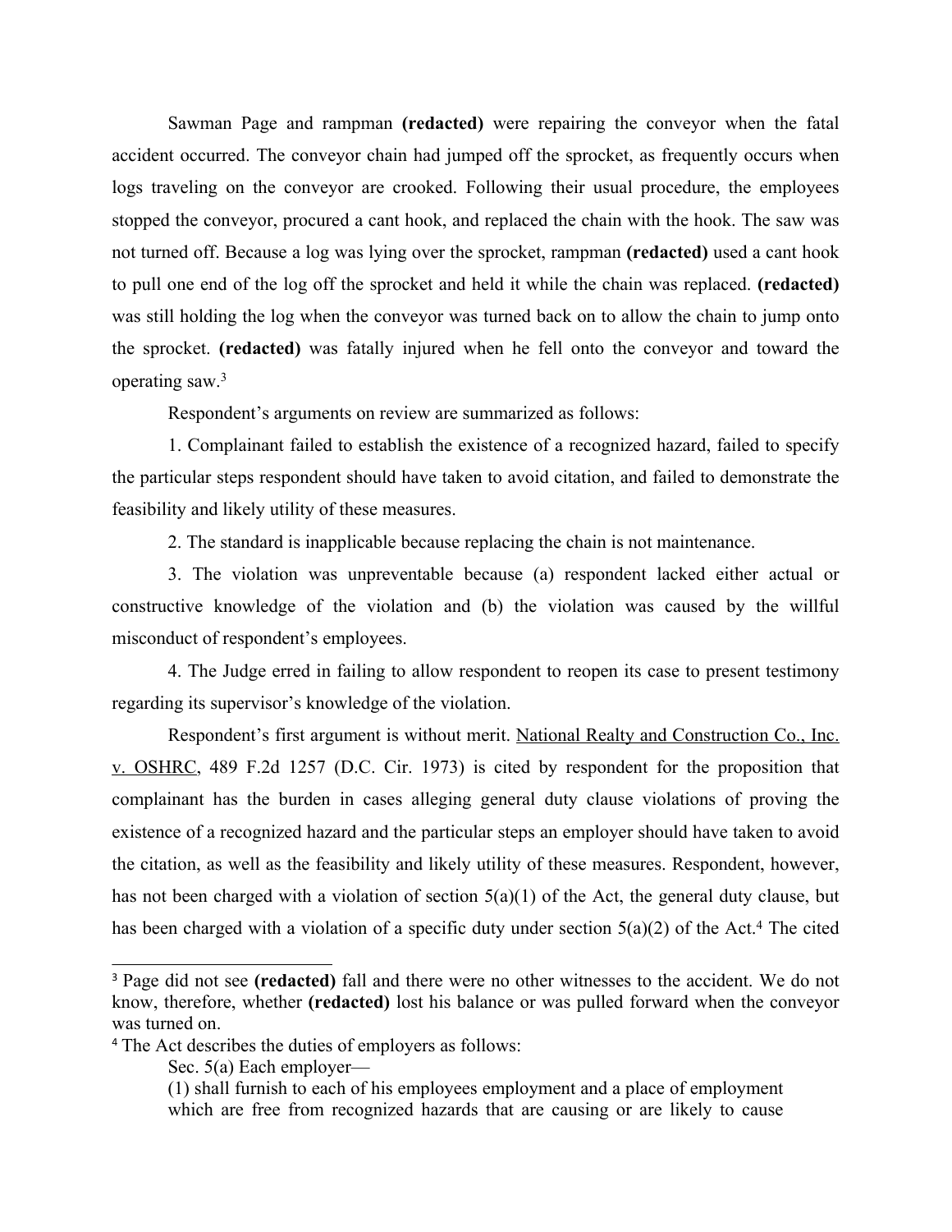Sawman Page and rampman **(redacted)** were repairing the conveyor when the fatal accident occurred. The conveyor chain had jumped off the sprocket, as frequently occurs when logs traveling on the conveyor are crooked. Following their usual procedure, the employees stopped the conveyor, procured a cant hook, and replaced the chain with the hook. The saw was not turned off. Because a log was lying over the sprocket, rampman **(redacted)** used a cant hook to pull one end of the log off the sprocket and held it while the chain was replaced. **(redacted)** was still holding the log when the conveyor was turned back on to allow the chain to jump onto the sprocket. **(redacted)** was fatally injured when he fell onto the conveyor and toward the operating saw.[3]

Respondent's arguments on review are summarized as follows:

1. Complainant failed to establish the existence of a recognized hazard, failed to specify the particular steps respondent should have taken to avoid citation, and failed to demonstrate the feasibility and likely utility of these measures.

2. The standard is inapplicable because replacing the chain is not maintenance.

3. The violation was unpreventable because (a) respondent lacked either actual or constructive knowledge of the violation and (b) the violation was caused by the willful misconduct of respondent's employees.

4. The Judge erred in failing to allow respondent to reopen its case to present testimony regarding its supervisor's knowledge of the violation.

Respondent's first argument is without merit. National Realty and Construction Co., Inc. v. OSHRC, 489 F.2d 1257 (D.C. Cir. 1973) is cited by respondent for the proposition that complainant has the burden in cases alleging general duty clause violations of proving the existence of a recognized hazard and the particular steps an employer should have taken to avoid the citation, as well as the feasibility and likely utility of these measures. Respondent, however, has not been charged with a violation of section 5(a)(1) of the Act, the general duty clause, but has been charged with a violation of a specific duty under section 5(a)(2) of the Act.[4] The cited

---

[3] Page did not see **(redacted)** fall and there were no other witnesses to the accident. We do not know, therefore, whether **(redacted)** lost his balance or was pulled forward when the conveyor was turned on.

[4] The Act describes the duties of employers as follows:

Sec. 5(a) Each employer—

(1) shall furnish to each of his employees employment and a place of employment which are free from recognized hazards that are causing or are likely to cause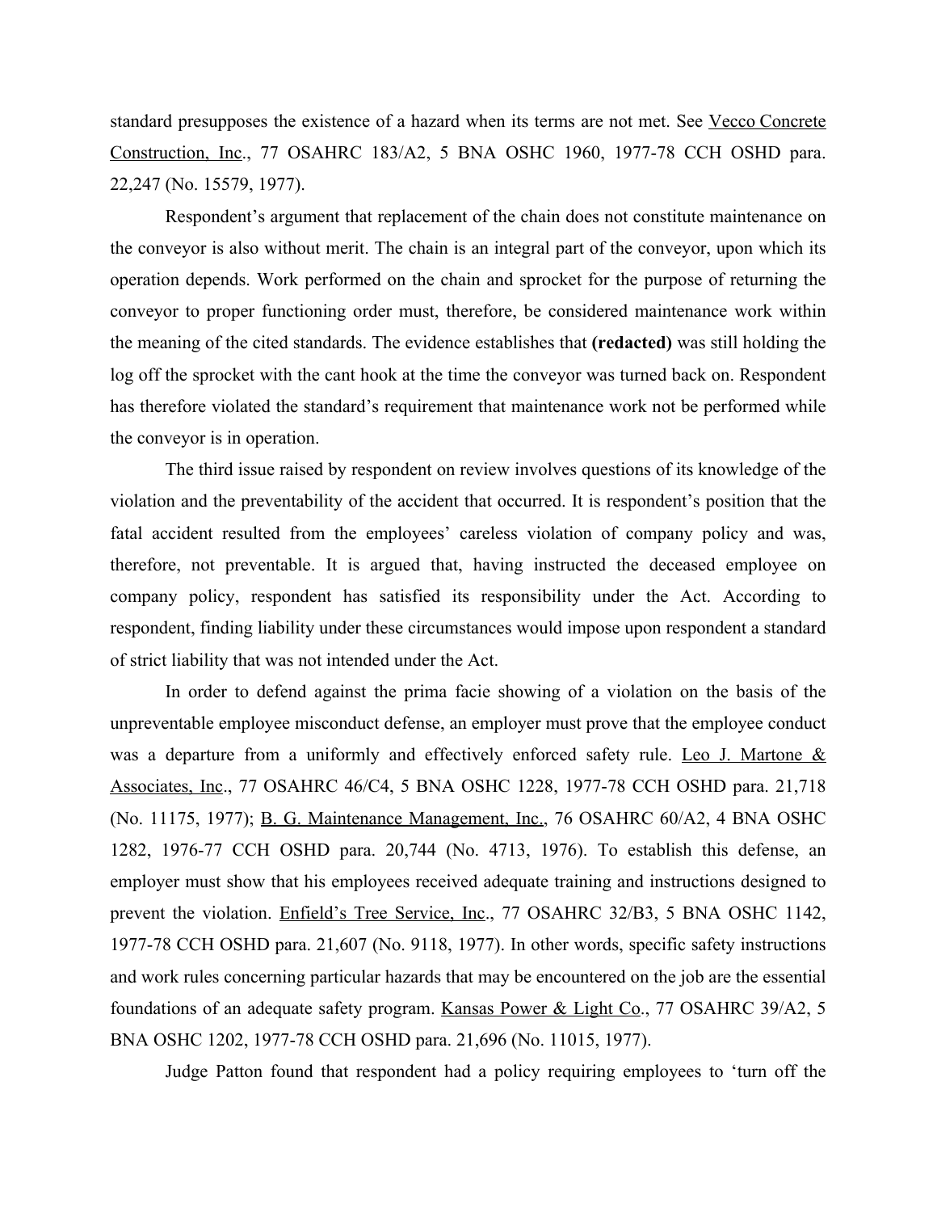standard presupposes the existence of a hazard when its terms are not met. See Vecco Concrete Construction, Inc., 77 OSAHRC 183/A2, 5 BNA OSHC 1960, 1977-78 CCH OSHD para. 22,247 (No. 15579, 1977).

Respondent's argument that replacement of the chain does not constitute maintenance on the conveyor is also without merit. The chain is an integral part of the conveyor, upon which its operation depends. Work performed on the chain and sprocket for the purpose of returning the conveyor to proper functioning order must, therefore, be considered maintenance work within the meaning of the cited standards. The evidence establishes that **(redacted)** was still holding the log off the sprocket with the cant hook at the time the conveyor was turned back on. Respondent has therefore violated the standard's requirement that maintenance work not be performed while the conveyor is in operation.

The third issue raised by respondent on review involves questions of its knowledge of the violation and the preventability of the accident that occurred. It is respondent's position that the fatal accident resulted from the employees' careless violation of company policy and was, therefore, not preventable. It is argued that, having instructed the deceased employee on company policy, respondent has satisfied its responsibility under the Act. According to respondent, finding liability under these circumstances would impose upon respondent a standard of strict liability that was not intended under the Act.

In order to defend against the prima facie showing of a violation on the basis of the unpreventable employee misconduct defense, an employer must prove that the employee conduct was a departure from a uniformly and effectively enforced safety rule. Leo J. Martone & Associates, Inc., 77 OSAHRC 46/C4, 5 BNA OSHC 1228, 1977-78 CCH OSHD para. 21,718 (No. 11175, 1977); B. G. Maintenance Management, Inc., 76 OSAHRC 60/A2, 4 BNA OSHC 1282, 1976-77 CCH OSHD para. 20,744 (No. 4713, 1976). To establish this defense, an employer must show that his employees received adequate training and instructions designed to prevent the violation. Enfield's Tree Service, Inc., 77 OSAHRC 32/B3, 5 BNA OSHC 1142, 1977-78 CCH OSHD para. 21,607 (No. 9118, 1977). In other words, specific safety instructions and work rules concerning particular hazards that may be encountered on the job are the essential foundations of an adequate safety program. Kansas Power & Light Co., 77 OSAHRC 39/A2, 5 BNA OSHC 1202, 1977-78 CCH OSHD para. 21,696 (No. 11015, 1977).

Judge Patton found that respondent had a policy requiring employees to 'turn off the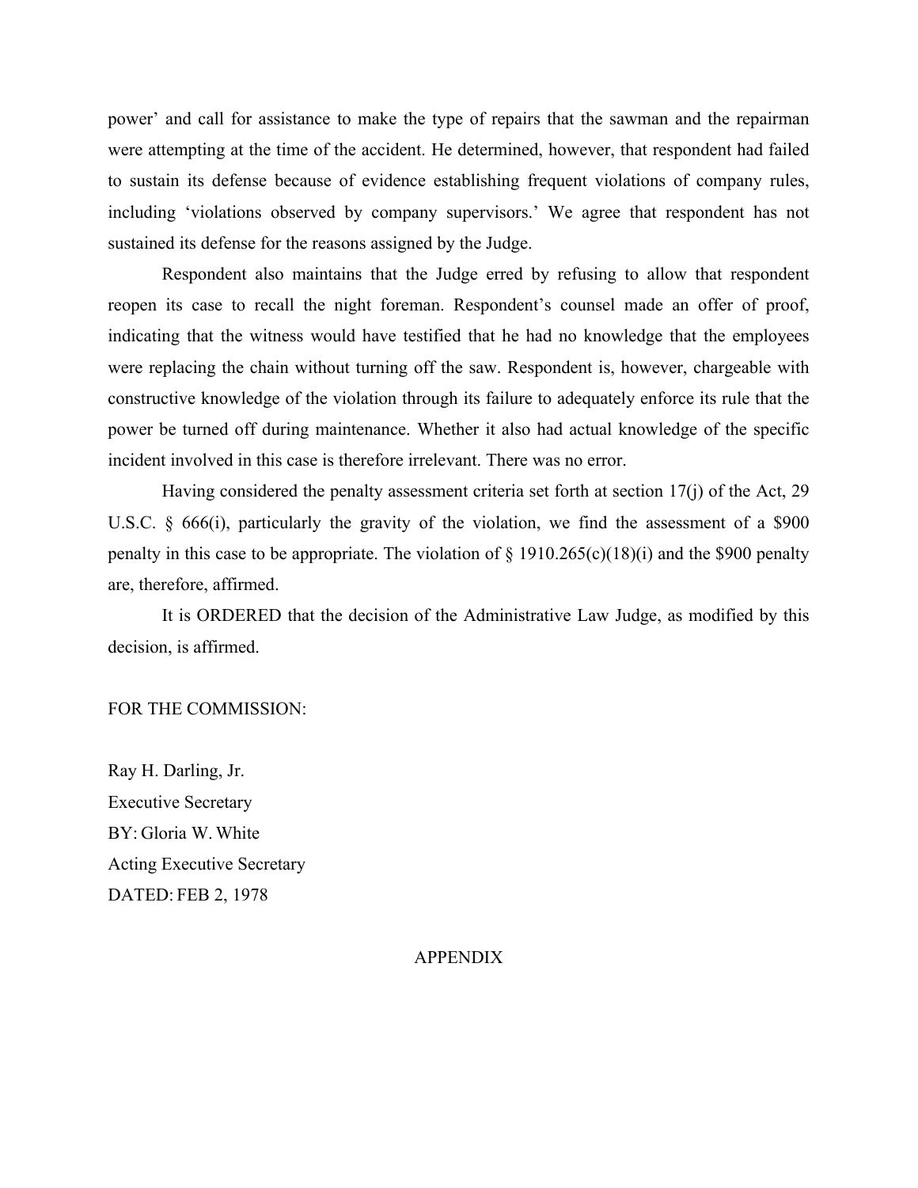power' and call for assistance to make the type of repairs that the sawman and the repairman were attempting at the time of the accident. He determined, however, that respondent had failed to sustain its defense because of evidence establishing frequent violations of company rules, including 'violations observed by company supervisors.' We agree that respondent has not sustained its defense for the reasons assigned by the Judge.

Respondent also maintains that the Judge erred by refusing to allow that respondent reopen its case to recall the night foreman. Respondent's counsel made an offer of proof, indicating that the witness would have testified that he had no knowledge that the employees were replacing the chain without turning off the saw. Respondent is, however, chargeable with constructive knowledge of the violation through its failure to adequately enforce its rule that the power be turned off during maintenance. Whether it also had actual knowledge of the specific incident involved in this case is therefore irrelevant. There was no error.

Having considered the penalty assessment criteria set forth at section 17(j) of the Act, 29 U.S.C. § 666(i), particularly the gravity of the violation, we find the assessment of a $900 penalty in this case to be appropriate. The violation of § 1910.265(c)(18)(i) and the $900 penalty are, therefore, affirmed.

It is ORDERED that the decision of the Administrative Law Judge, as modified by this decision, is affirmed.

FOR THE COMMISSION:

Ray H. Darling, Jr.
Executive Secretary
BY: Gloria W. White
Acting Executive Secretary
DATED: FEB 2, 1978

APPENDIX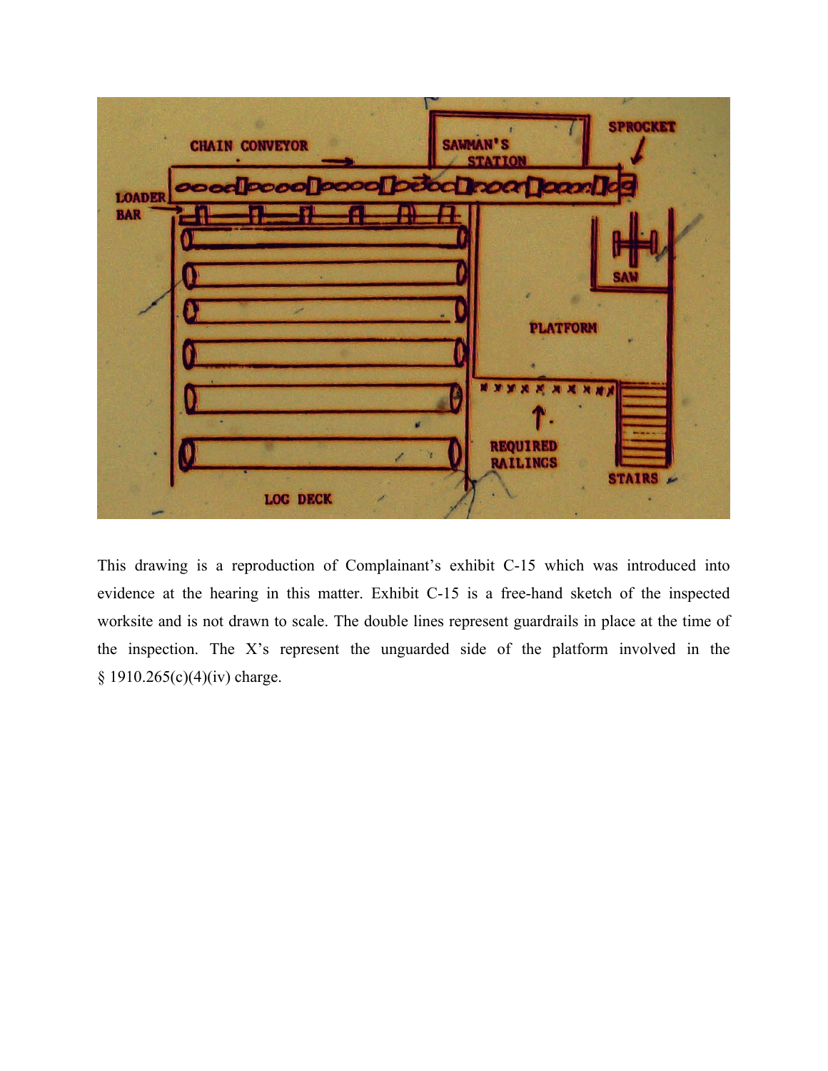This drawing is a reproduction of Complainant's exhibit C-15 which was introduced into evidence at the hearing in this matter. Exhibit C-15 is a free-hand sketch of the inspected worksite and is not drawn to scale. The double lines represent guardrails in place at the time of the inspection. The X's represent the unguarded side of the platform involved in the § 1910.265(c)(4)(iv) charge.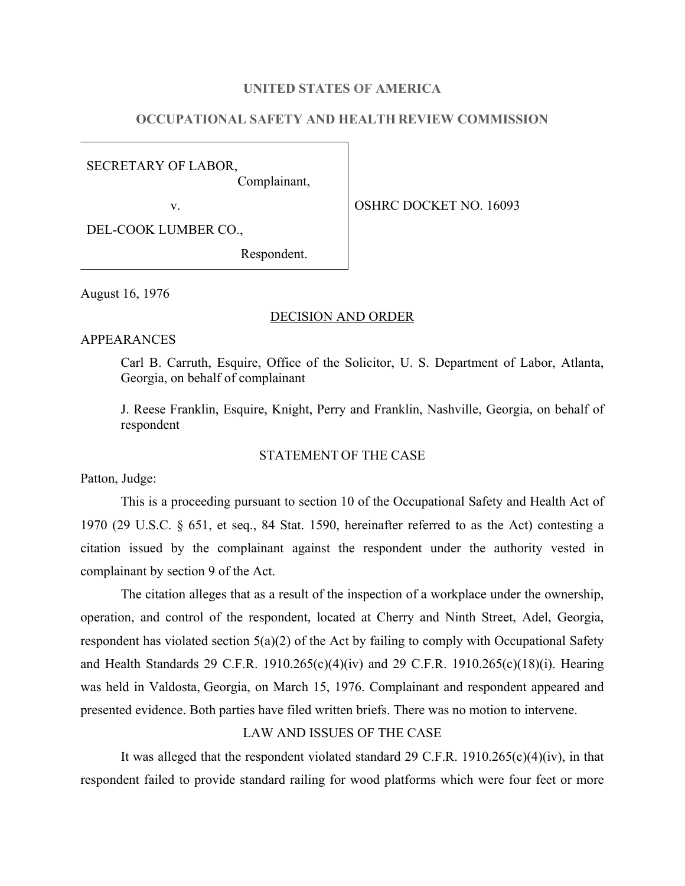# UNITED STATES OF AMERICA

## OCCUPATIONAL SAFETY AND HEALTH REVIEW COMMISSION

| | |
|---|---|
| SECRETARY OF LABOR, Complainant, v. DEL-COOK LUMBER CO., Respondent. | OSHRC DOCKET NO. 16093 |

August 16, 1976

DECISION AND ORDER

APPEARANCES

Carl B. Carruth, Esquire, Office of the Solicitor, U. S. Department of Labor, Atlanta, Georgia, on behalf of complainant

J. Reese Franklin, Esquire, Knight, Perry and Franklin, Nashville, Georgia, on behalf of respondent

STATEMENT OF THE CASE

Patton, Judge:

This is a proceeding pursuant to section 10 of the Occupational Safety and Health Act of 1970 (29 U.S.C. § 651, et seq., 84 Stat. 1590, hereinafter referred to as the Act) contesting a citation issued by the complainant against the respondent under the authority vested in complainant by section 9 of the Act.

The citation alleges that as a result of the inspection of a workplace under the ownership, operation, and control of the respondent, located at Cherry and Ninth Street, Adel, Georgia, respondent has violated section 5(a)(2) of the Act by failing to comply with Occupational Safety and Health Standards 29 C.F.R. 1910.265(c)(4)(iv) and 29 C.F.R. 1910.265(c)(18)(i). Hearing was held in Valdosta, Georgia, on March 15, 1976. Complainant and respondent appeared and presented evidence. Both parties have filed written briefs. There was no motion to intervene.

LAW AND ISSUES OF THE CASE

It was alleged that the respondent violated standard 29 C.F.R. 1910.265(c)(4)(iv), in that respondent failed to provide standard railing for wood platforms which were four feet or more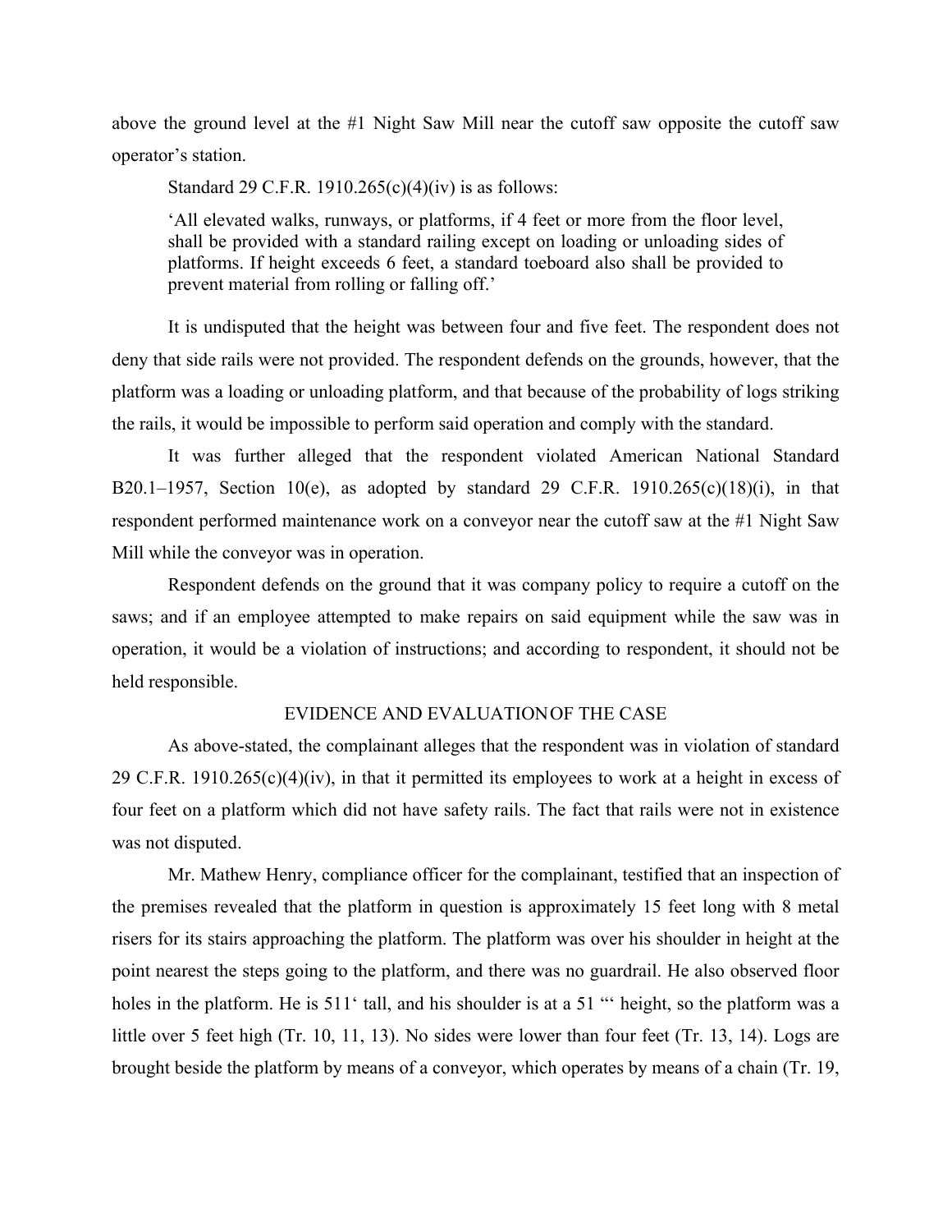above the ground level at the #1 Night Saw Mill near the cutoff saw opposite the cutoff saw operator's station.

Standard 29 C.F.R. 1910.265(c)(4)(iv) is as follows:

> 'All elevated walks, runways, or platforms, if 4 feet or more from the floor level, shall be provided with a standard railing except on loading or unloading sides of platforms. If height exceeds 6 feet, a standard toeboard also shall be provided to prevent material from rolling or falling off.'

It is undisputed that the height was between four and five feet. The respondent does not deny that side rails were not provided. The respondent defends on the grounds, however, that the platform was a loading or unloading platform, and that because of the probability of logs striking the rails, it would be impossible to perform said operation and comply with the standard.

It was further alleged that the respondent violated American National Standard B20.1–1957, Section 10(e), as adopted by standard 29 C.F.R. 1910.265(c)(18)(i), in that respondent performed maintenance work on a conveyor near the cutoff saw at the #1 Night Saw Mill while the conveyor was in operation.

Respondent defends on the ground that it was company policy to require a cutoff on the saws; and if an employee attempted to make repairs on said equipment while the saw was in operation, it would be a violation of instructions; and according to respondent, it should not be held responsible.

EVIDENCE AND EVALUATION OF THE CASE

As above-stated, the complainant alleges that the respondent was in violation of standard 29 C.F.R. 1910.265(c)(4)(iv), in that it permitted its employees to work at a height in excess of four feet on a platform which did not have safety rails. The fact that rails were not in existence was not disputed.

Mr. Mathew Henry, compliance officer for the complainant, testified that an inspection of the premises revealed that the platform in question is approximately 15 feet long with 8 metal risers for its stairs approaching the platform. The platform was over his shoulder in height at the point nearest the steps going to the platform, and there was no guardrail. He also observed floor holes in the platform. He is 511' tall, and his shoulder is at a 51 "' height, so the platform was a little over 5 feet high (Tr. 10, 11, 13). No sides were lower than four feet (Tr. 13, 14). Logs are brought beside the platform by means of a conveyor, which operates by means of a chain (Tr. 19,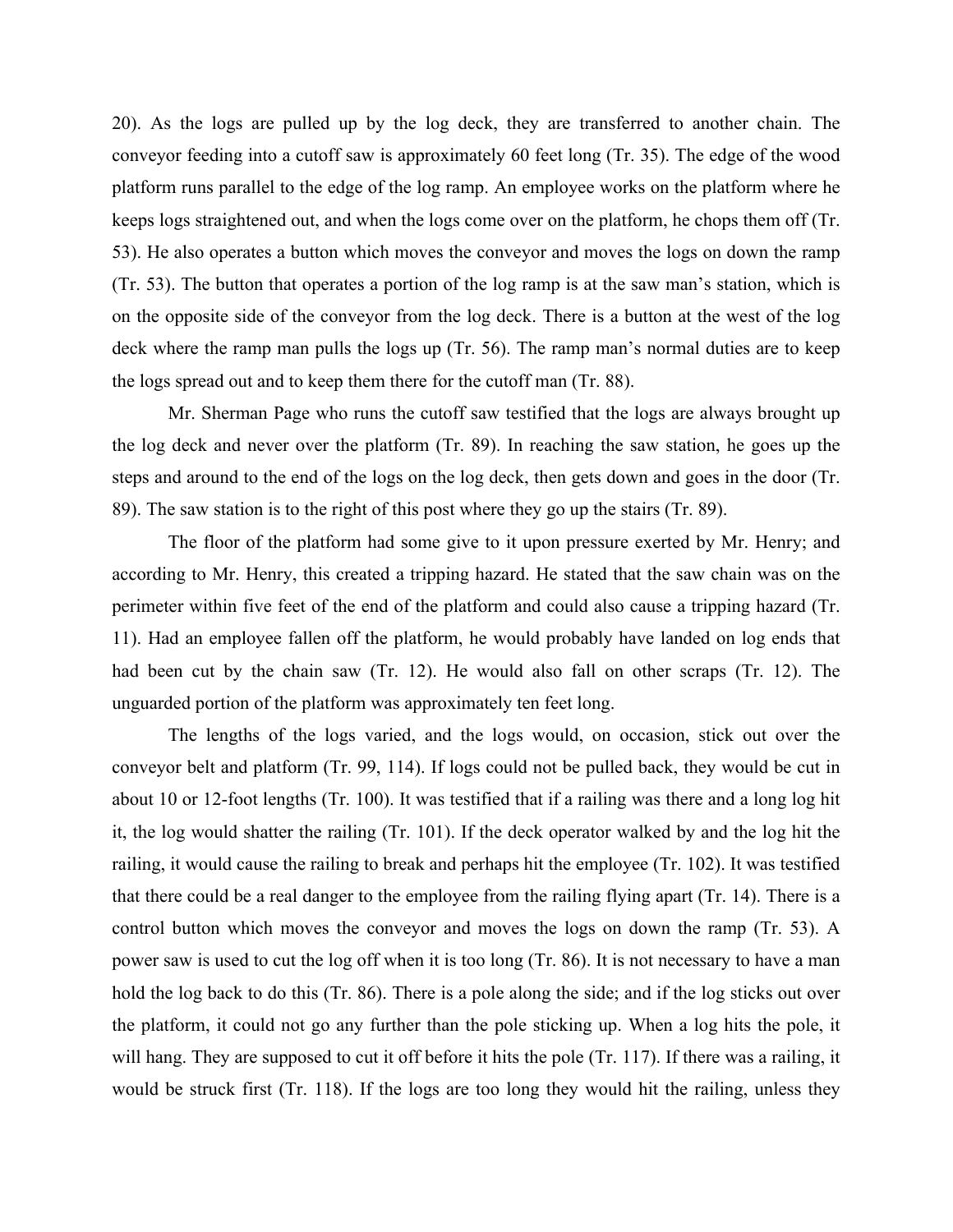20). As the logs are pulled up by the log deck, they are transferred to another chain. The conveyor feeding into a cutoff saw is approximately 60 feet long (Tr. 35). The edge of the wood platform runs parallel to the edge of the log ramp. An employee works on the platform where he keeps logs straightened out, and when the logs come over on the platform, he chops them off (Tr. 53). He also operates a button which moves the conveyor and moves the logs on down the ramp (Tr. 53). The button that operates a portion of the log ramp is at the saw man's station, which is on the opposite side of the conveyor from the log deck. There is a button at the west of the log deck where the ramp man pulls the logs up (Tr. 56). The ramp man's normal duties are to keep the logs spread out and to keep them there for the cutoff man (Tr. 88).

Mr. Sherman Page who runs the cutoff saw testified that the logs are always brought up the log deck and never over the platform (Tr. 89). In reaching the saw station, he goes up the steps and around to the end of the logs on the log deck, then gets down and goes in the door (Tr. 89). The saw station is to the right of this post where they go up the stairs (Tr. 89).

The floor of the platform had some give to it upon pressure exerted by Mr. Henry; and according to Mr. Henry, this created a tripping hazard. He stated that the saw chain was on the perimeter within five feet of the end of the platform and could also cause a tripping hazard (Tr. 11). Had an employee fallen off the platform, he would probably have landed on log ends that had been cut by the chain saw (Tr. 12). He would also fall on other scraps (Tr. 12). The unguarded portion of the platform was approximately ten feet long.

The lengths of the logs varied, and the logs would, on occasion, stick out over the conveyor belt and platform (Tr. 99, 114). If logs could not be pulled back, they would be cut in about 10 or 12-foot lengths (Tr. 100). It was testified that if a railing was there and a long log hit it, the log would shatter the railing (Tr. 101). If the deck operator walked by and the log hit the railing, it would cause the railing to break and perhaps hit the employee (Tr. 102). It was testified that there could be a real danger to the employee from the railing flying apart (Tr. 14). There is a control button which moves the conveyor and moves the logs on down the ramp (Tr. 53). A power saw is used to cut the log off when it is too long (Tr. 86). It is not necessary to have a man hold the log back to do this (Tr. 86). There is a pole along the side; and if the log sticks out over the platform, it could not go any further than the pole sticking up. When a log hits the pole, it will hang. They are supposed to cut it off before it hits the pole (Tr. 117). If there was a railing, it would be struck first (Tr. 118). If the logs are too long they would hit the railing, unless they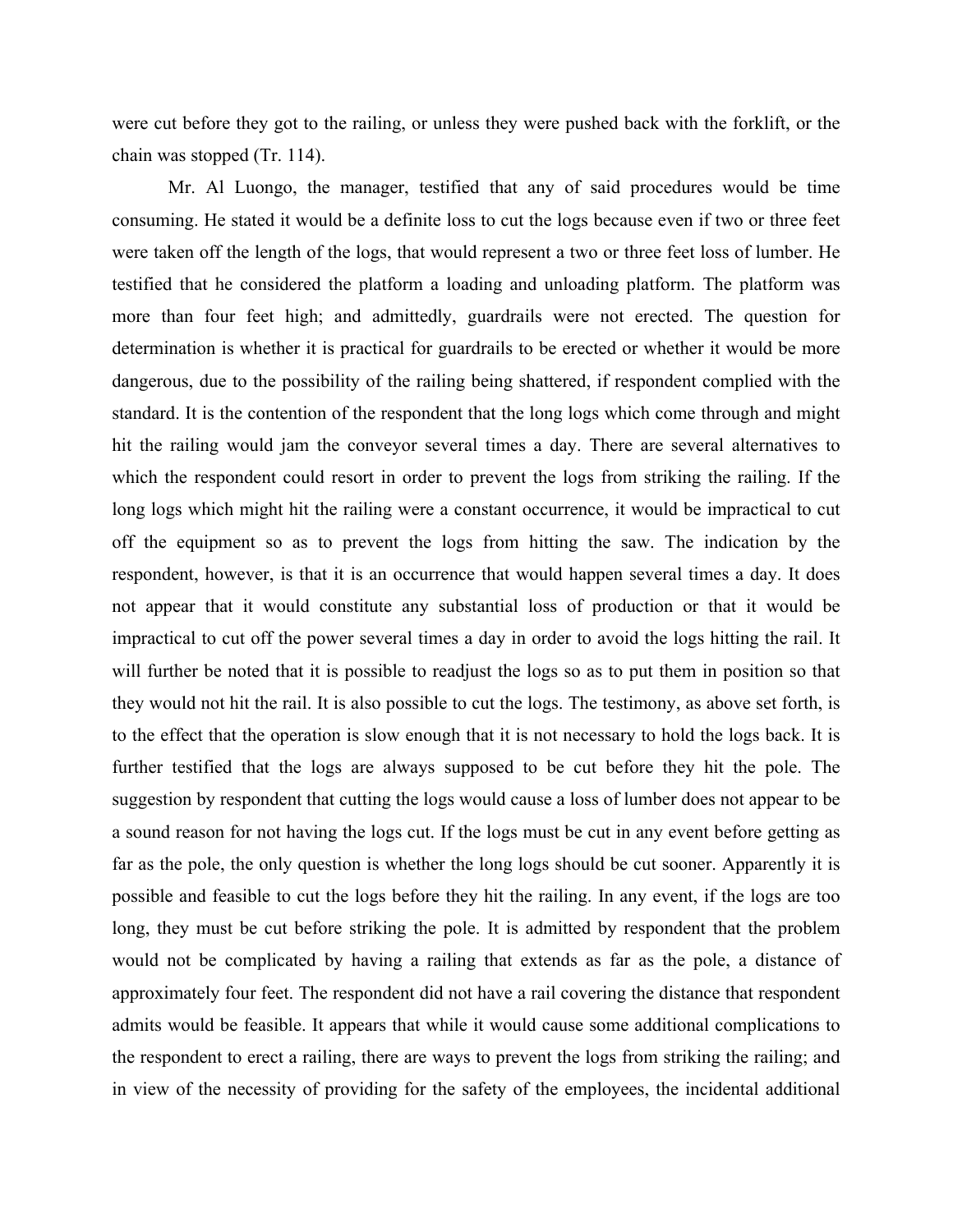were cut before they got to the railing, or unless they were pushed back with the forklift, or the chain was stopped (Tr. 114).

Mr. Al Luongo, the manager, testified that any of said procedures would be time consuming. He stated it would be a definite loss to cut the logs because even if two or three feet were taken off the length of the logs, that would represent a two or three feet loss of lumber. He testified that he considered the platform a loading and unloading platform. The platform was more than four feet high; and admittedly, guardrails were not erected. The question for determination is whether it is practical for guardrails to be erected or whether it would be more dangerous, due to the possibility of the railing being shattered, if respondent complied with the standard. It is the contention of the respondent that the long logs which come through and might hit the railing would jam the conveyor several times a day. There are several alternatives to which the respondent could resort in order to prevent the logs from striking the railing. If the long logs which might hit the railing were a constant occurrence, it would be impractical to cut off the equipment so as to prevent the logs from hitting the saw. The indication by the respondent, however, is that it is an occurrence that would happen several times a day. It does not appear that it would constitute any substantial loss of production or that it would be impractical to cut off the power several times a day in order to avoid the logs hitting the rail. It will further be noted that it is possible to readjust the logs so as to put them in position so that they would not hit the rail. It is also possible to cut the logs. The testimony, as above set forth, is to the effect that the operation is slow enough that it is not necessary to hold the logs back. It is further testified that the logs are always supposed to be cut before they hit the pole. The suggestion by respondent that cutting the logs would cause a loss of lumber does not appear to be a sound reason for not having the logs cut. If the logs must be cut in any event before getting as far as the pole, the only question is whether the long logs should be cut sooner. Apparently it is possible and feasible to cut the logs before they hit the railing. In any event, if the logs are too long, they must be cut before striking the pole. It is admitted by respondent that the problem would not be complicated by having a railing that extends as far as the pole, a distance of approximately four feet. The respondent did not have a rail covering the distance that respondent admits would be feasible. It appears that while it would cause some additional complications to the respondent to erect a railing, there are ways to prevent the logs from striking the railing; and in view of the necessity of providing for the safety of the employees, the incidental additional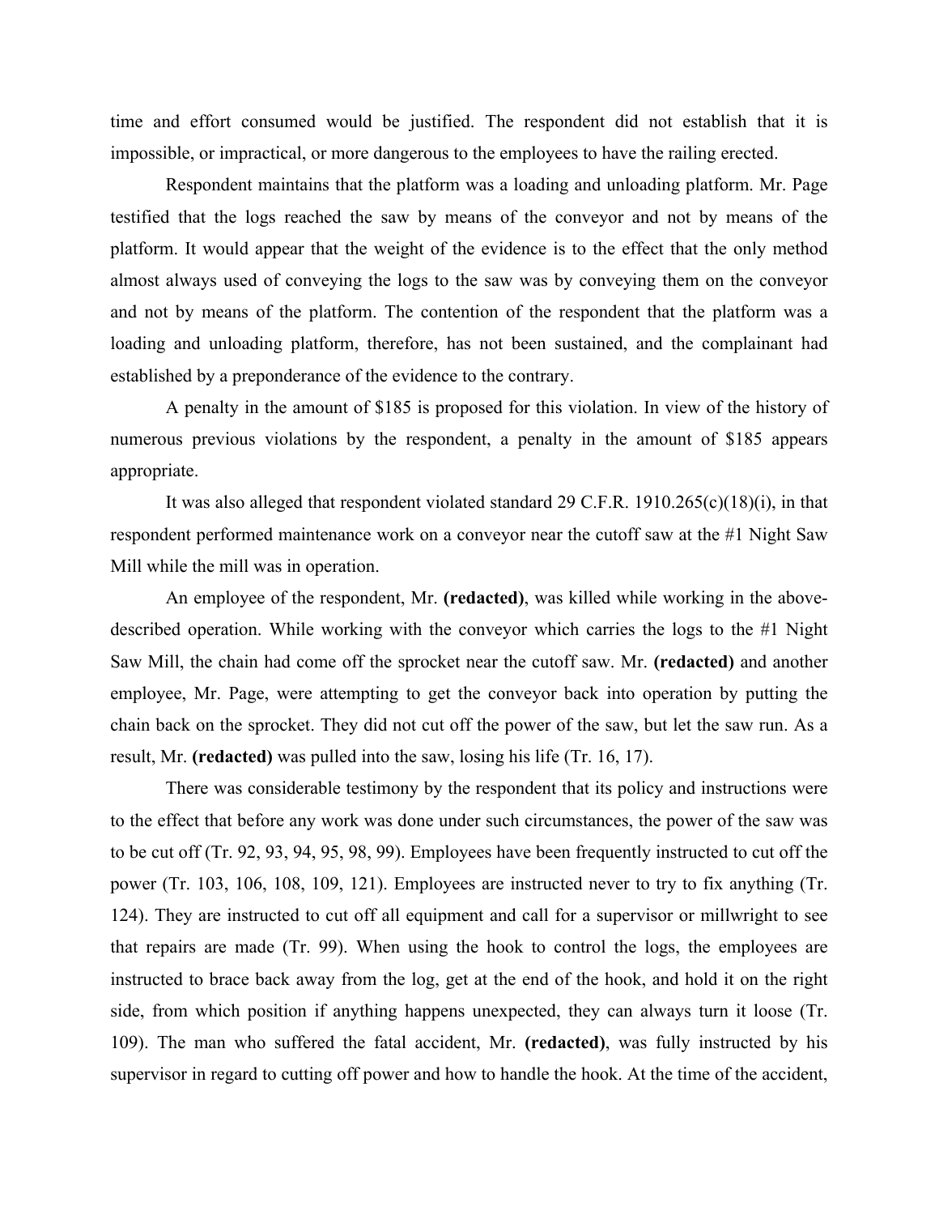time and effort consumed would be justified. The respondent did not establish that it is impossible, or impractical, or more dangerous to the employees to have the railing erected.

Respondent maintains that the platform was a loading and unloading platform. Mr. Page testified that the logs reached the saw by means of the conveyor and not by means of the platform. It would appear that the weight of the evidence is to the effect that the only method almost always used of conveying the logs to the saw was by conveying them on the conveyor and not by means of the platform. The contention of the respondent that the platform was a loading and unloading platform, therefore, has not been sustained, and the complainant had established by a preponderance of the evidence to the contrary.

A penalty in the amount of $185 is proposed for this violation. In view of the history of numerous previous violations by the respondent, a penalty in the amount of $185 appears appropriate.

It was also alleged that respondent violated standard 29 C.F.R. 1910.265(c)(18)(i), in that respondent performed maintenance work on a conveyor near the cutoff saw at the #1 Night Saw Mill while the mill was in operation.

An employee of the respondent, Mr. **(redacted)**, was killed while working in the above-described operation. While working with the conveyor which carries the logs to the #1 Night Saw Mill, the chain had come off the sprocket near the cutoff saw. Mr. **(redacted)** and another employee, Mr. Page, were attempting to get the conveyor back into operation by putting the chain back on the sprocket. They did not cut off the power of the saw, but let the saw run. As a result, Mr. **(redacted)** was pulled into the saw, losing his life (Tr. 16, 17).

There was considerable testimony by the respondent that its policy and instructions were to the effect that before any work was done under such circumstances, the power of the saw was to be cut off (Tr. 92, 93, 94, 95, 98, 99). Employees have been frequently instructed to cut off the power (Tr. 103, 106, 108, 109, 121). Employees are instructed never to try to fix anything (Tr. 124). They are instructed to cut off all equipment and call for a supervisor or millwright to see that repairs are made (Tr. 99). When using the hook to control the logs, the employees are instructed to brace back away from the log, get at the end of the hook, and hold it on the right side, from which position if anything happens unexpected, they can always turn it loose (Tr. 109). The man who suffered the fatal accident, Mr. **(redacted)**, was fully instructed by his supervisor in regard to cutting off power and how to handle the hook. At the time of the accident,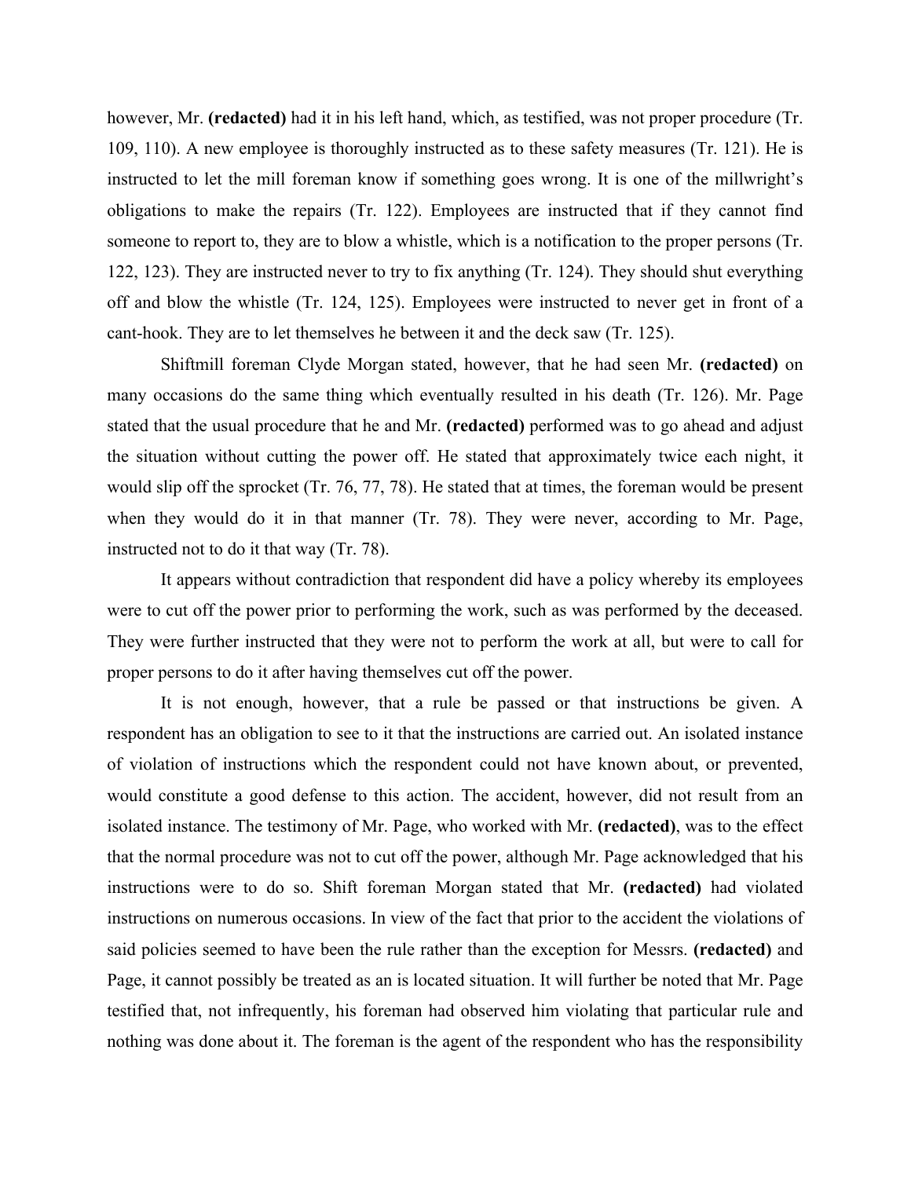however, Mr. **(redacted)** had it in his left hand, which, as testified, was not proper procedure (Tr. 109, 110). A new employee is thoroughly instructed as to these safety measures (Tr. 121). He is instructed to let the mill foreman know if something goes wrong. It is one of the millwright's obligations to make the repairs (Tr. 122). Employees are instructed that if they cannot find someone to report to, they are to blow a whistle, which is a notification to the proper persons (Tr. 122, 123). They are instructed never to try to fix anything (Tr. 124). They should shut everything off and blow the whistle (Tr. 124, 125). Employees were instructed to never get in front of a cant-hook. They are to let themselves he between it and the deck saw (Tr. 125).

Shiftmill foreman Clyde Morgan stated, however, that he had seen Mr. **(redacted)** on many occasions do the same thing which eventually resulted in his death (Tr. 126). Mr. Page stated that the usual procedure that he and Mr. **(redacted)** performed was to go ahead and adjust the situation without cutting the power off. He stated that approximately twice each night, it would slip off the sprocket (Tr. 76, 77, 78). He stated that at times, the foreman would be present when they would do it in that manner (Tr. 78). They were never, according to Mr. Page, instructed not to do it that way (Tr. 78).

It appears without contradiction that respondent did have a policy whereby its employees were to cut off the power prior to performing the work, such as was performed by the deceased. They were further instructed that they were not to perform the work at all, but were to call for proper persons to do it after having themselves cut off the power.

It is not enough, however, that a rule be passed or that instructions be given. A respondent has an obligation to see to it that the instructions are carried out. An isolated instance of violation of instructions which the respondent could not have known about, or prevented, would constitute a good defense to this action. The accident, however, did not result from an isolated instance. The testimony of Mr. Page, who worked with Mr. **(redacted)**, was to the effect that the normal procedure was not to cut off the power, although Mr. Page acknowledged that his instructions were to do so. Shift foreman Morgan stated that Mr. **(redacted)** had violated instructions on numerous occasions. In view of the fact that prior to the accident the violations of said policies seemed to have been the rule rather than the exception for Messrs. **(redacted)** and Page, it cannot possibly be treated as an is located situation. It will further be noted that Mr. Page testified that, not infrequently, his foreman had observed him violating that particular rule and nothing was done about it. The foreman is the agent of the respondent who has the responsibility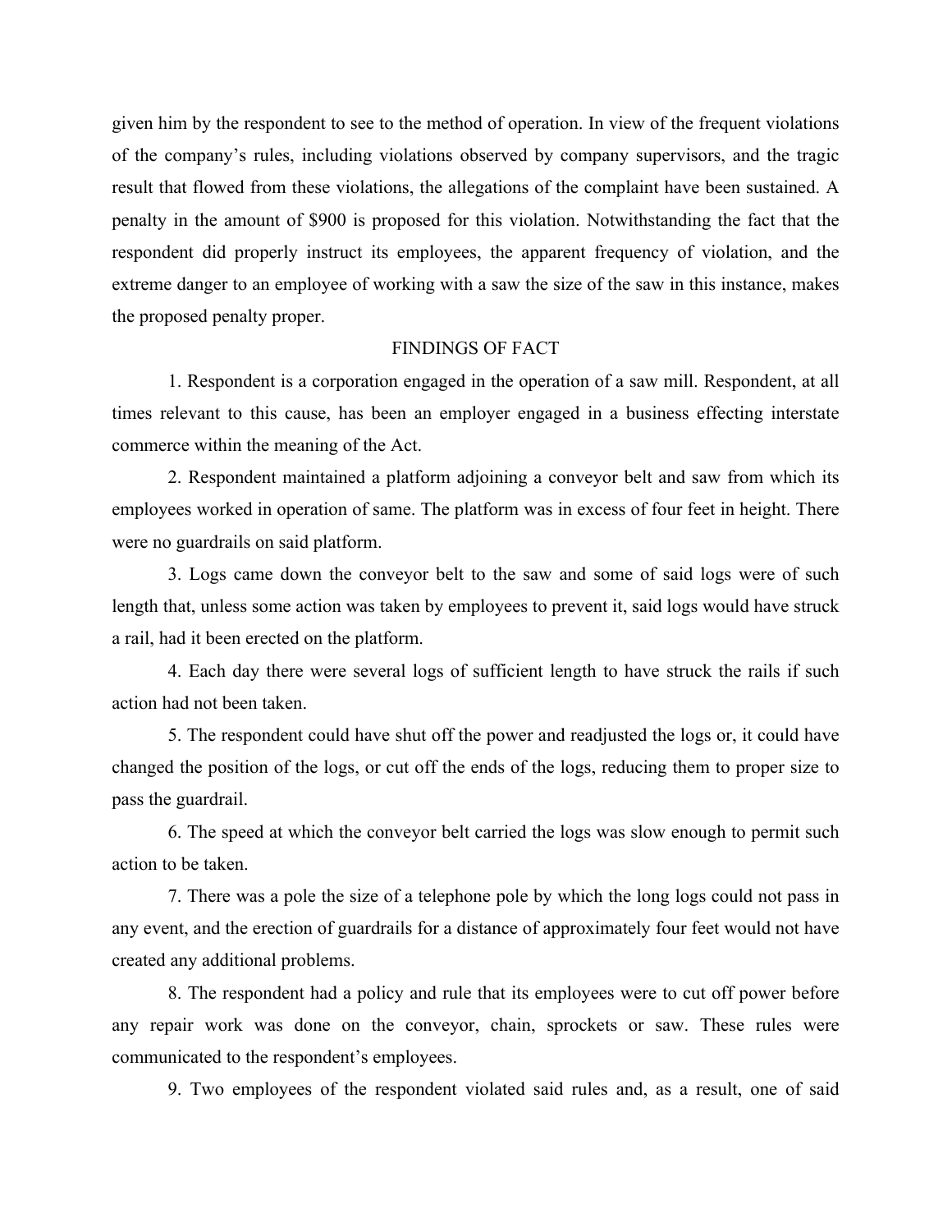given him by the respondent to see to the method of operation. In view of the frequent violations of the company's rules, including violations observed by company supervisors, and the tragic result that flowed from these violations, the allegations of the complaint have been sustained. A penalty in the amount of $900 is proposed for this violation. Notwithstanding the fact that the respondent did properly instruct its employees, the apparent frequency of violation, and the extreme danger to an employee of working with a saw the size of the saw in this instance, makes the proposed penalty proper.

## FINDINGS OF FACT

1. Respondent is a corporation engaged in the operation of a saw mill. Respondent, at all times relevant to this cause, has been an employer engaged in a business effecting interstate commerce within the meaning of the Act.

2. Respondent maintained a platform adjoining a conveyor belt and saw from which its employees worked in operation of same. The platform was in excess of four feet in height. There were no guardrails on said platform.

3. Logs came down the conveyor belt to the saw and some of said logs were of such length that, unless some action was taken by employees to prevent it, said logs would have struck a rail, had it been erected on the platform.

4. Each day there were several logs of sufficient length to have struck the rails if such action had not been taken.

5. The respondent could have shut off the power and readjusted the logs or, it could have changed the position of the logs, or cut off the ends of the logs, reducing them to proper size to pass the guardrail.

6. The speed at which the conveyor belt carried the logs was slow enough to permit such action to be taken.

7. There was a pole the size of a telephone pole by which the long logs could not pass in any event, and the erection of guardrails for a distance of approximately four feet would not have created any additional problems.

8. The respondent had a policy and rule that its employees were to cut off power before any repair work was done on the conveyor, chain, sprockets or saw. These rules were communicated to the respondent's employees.

9. Two employees of the respondent violated said rules and, as a result, one of said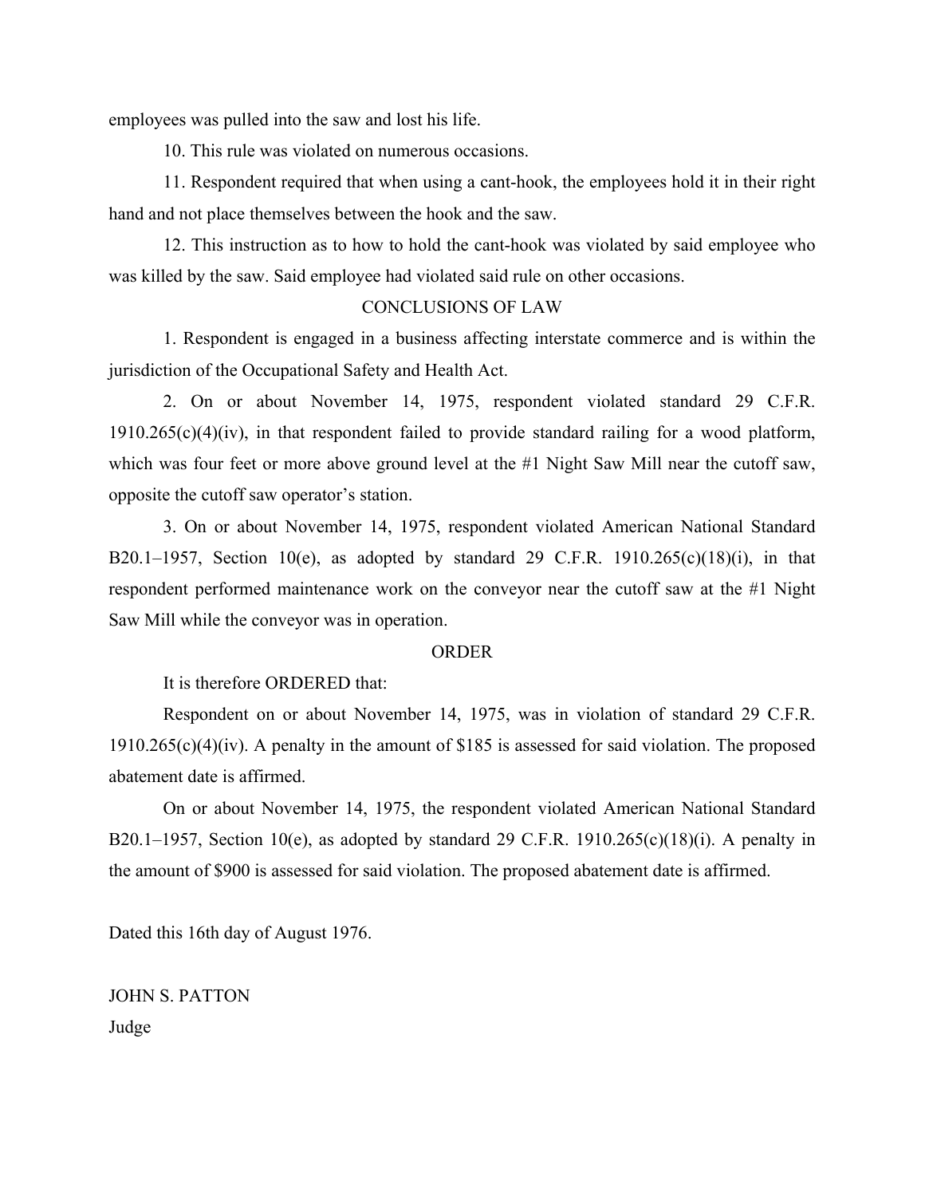employees was pulled into the saw and lost his life.

10. This rule was violated on numerous occasions.

11. Respondent required that when using a cant-hook, the employees hold it in their right hand and not place themselves between the hook and the saw.

12. This instruction as to how to hold the cant-hook was violated by said employee who was killed by the saw. Said employee had violated said rule on other occasions.

## CONCLUSIONS OF LAW

1. Respondent is engaged in a business affecting interstate commerce and is within the jurisdiction of the Occupational Safety and Health Act.

2. On or about November 14, 1975, respondent violated standard 29 C.F.R. 1910.265(c)(4)(iv), in that respondent failed to provide standard railing for a wood platform, which was four feet or more above ground level at the #1 Night Saw Mill near the cutoff saw, opposite the cutoff saw operator's station.

3. On or about November 14, 1975, respondent violated American National Standard B20.1–1957, Section 10(e), as adopted by standard 29 C.F.R. 1910.265(c)(18)(i), in that respondent performed maintenance work on the conveyor near the cutoff saw at the #1 Night Saw Mill while the conveyor was in operation.

## ORDER

It is therefore ORDERED that:

Respondent on or about November 14, 1975, was in violation of standard 29 C.F.R. 1910.265(c)(4)(iv). A penalty in the amount of $185 is assessed for said violation. The proposed abatement date is affirmed.

On or about November 14, 1975, the respondent violated American National Standard B20.1–1957, Section 10(e), as adopted by standard 29 C.F.R. 1910.265(c)(18)(i). A penalty in the amount of $900 is assessed for said violation. The proposed abatement date is affirmed.

Dated this 16th day of August 1976.

JOHN S. PATTON
Judge